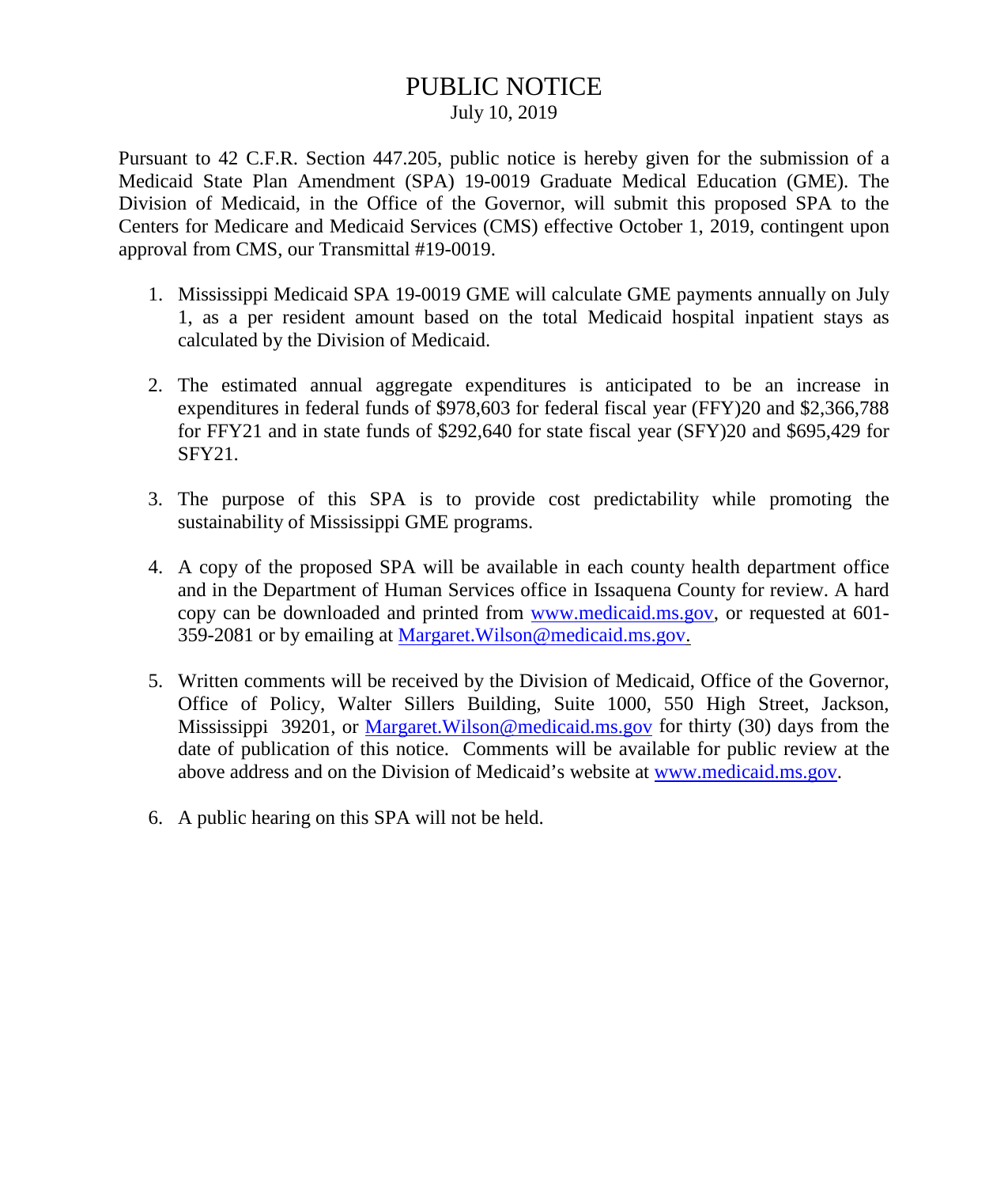# PUBLIC NOTICE

July 10, 2019

Pursuant to 42 C.F.R. Section 447.205, public notice is hereby given for the submission of a Medicaid State Plan Amendment (SPA) 19-0019 Graduate Medical Education (GME). The Division of Medicaid, in the Office of the Governor, will submit this proposed SPA to the Centers for Medicare and Medicaid Services (CMS) effective October 1, 2019, contingent upon approval from CMS, our Transmittal #19-0019.

1. Mississippi Medicaid SPA 19-0019 GME will calculate GME payments annually on July 1, as a per resident amount based on the total Medicaid hospital inpatient stays as calculated by the Division of Medicaid.

2. The estimated annual aggregate expenditures is anticipated to be an increase in expenditures in federal funds of $978,603 for federal fiscal year (FFY)20 and $2,366,788 for FFY21 and in state funds of $292,640 for state fiscal year (SFY)20 and $695,429 for SFY21.

3. The purpose of this SPA is to provide cost predictability while promoting the sustainability of Mississippi GME programs.

4. A copy of the proposed SPA will be available in each county health department office and in the Department of Human Services office in Issaquena County for review. A hard copy can be downloaded and printed from www.medicaid.ms.gov, or requested at 601-359-2081 or by emailing at Margaret.Wilson@medicaid.ms.gov.

5. Written comments will be received by the Division of Medicaid, Office of the Governor, Office of Policy, Walter Sillers Building, Suite 1000, 550 High Street, Jackson, Mississippi 39201, or Margaret.Wilson@medicaid.ms.gov for thirty (30) days from the date of publication of this notice. Comments will be available for public review at the above address and on the Division of Medicaid's website at www.medicaid.ms.gov.

6. A public hearing on this SPA will not be held.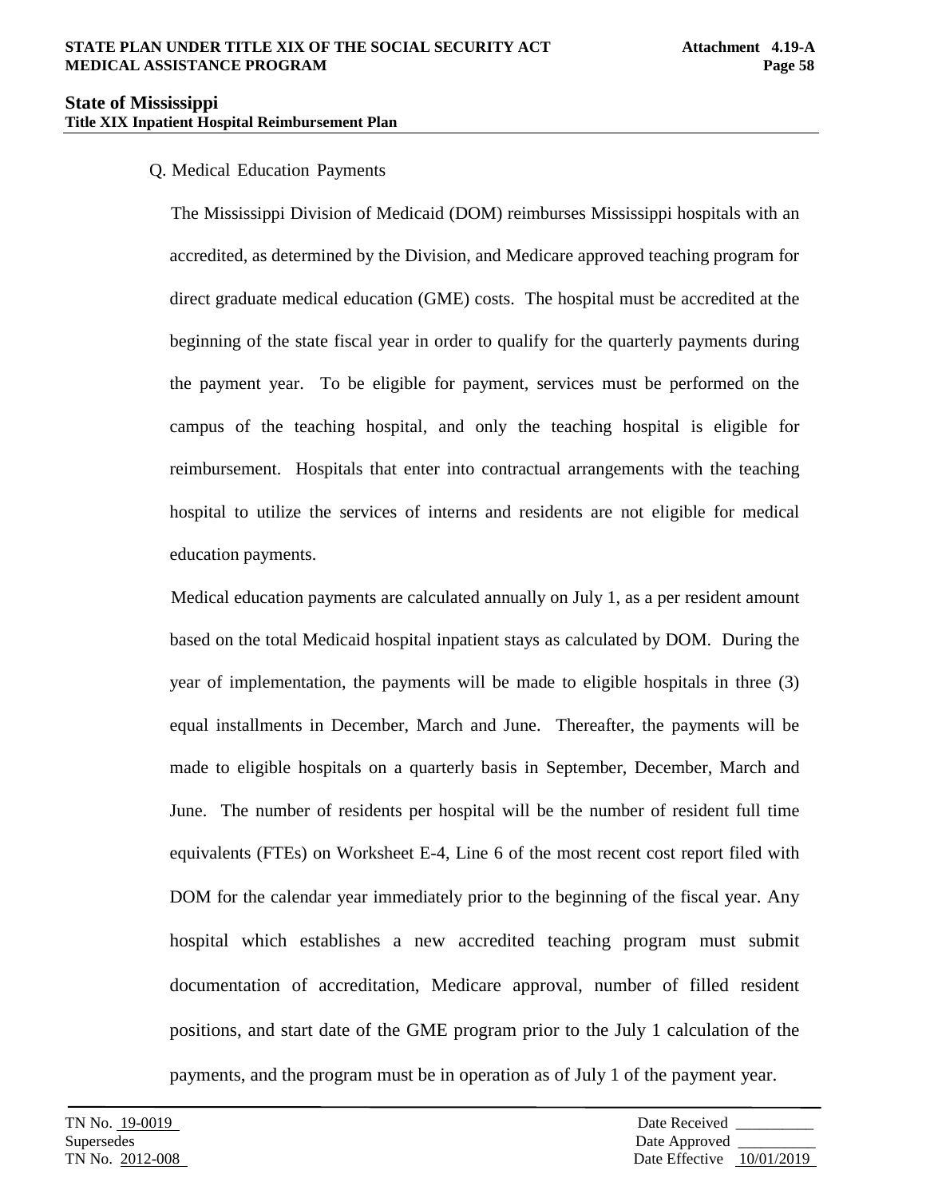Q. Medical Education Payments

The Mississippi Division of Medicaid (DOM) reimburses Mississippi hospitals with an accredited, as determined by the Division, and Medicare approved teaching program for direct graduate medical education (GME) costs. The hospital must be accredited at the beginning of the state fiscal year in order to qualify for the quarterly payments during the payment year. To be eligible for payment, services must be performed on the campus of the teaching hospital, and only the teaching hospital is eligible for reimbursement. Hospitals that enter into contractual arrangements with the teaching hospital to utilize the services of interns and residents are not eligible for medical education payments.

Medical education payments are calculated annually on July 1, as a per resident amount based on the total Medicaid hospital inpatient stays as calculated by DOM. During the year of implementation, the payments will be made to eligible hospitals in three (3) equal installments in December, March and June. Thereafter, the payments will be made to eligible hospitals on a quarterly basis in September, December, March and June. The number of residents per hospital will be the number of resident full time equivalents (FTEs) on Worksheet E-4, Line 6 of the most recent cost report filed with DOM for the calendar year immediately prior to the beginning of the fiscal year. Any hospital which establishes a new accredited teaching program must submit documentation of accreditation, Medicare approval, number of filled resident positions, and start date of the GME program prior to the July 1 calculation of the payments, and the program must be in operation as of July 1 of the payment year.

TN No. 19-0019
Supersedes
TN No. 2012-008

Date Received __________
Date Approved __________
Date Effective 10/01/2019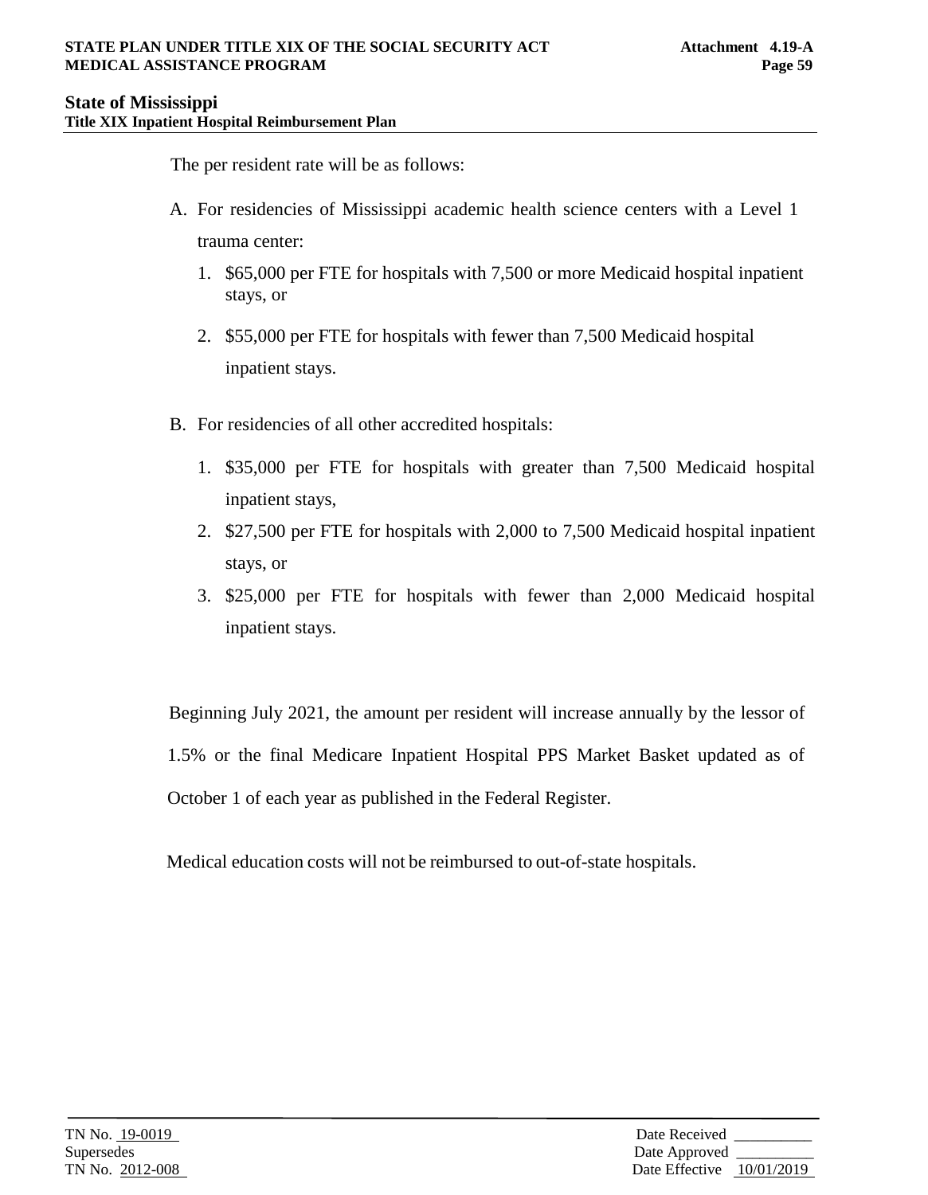The per resident rate will be as follows:

A. For residencies of Mississippi academic health science centers with a Level 1 trauma center:
   1. $65,000 per FTE for hospitals with 7,500 or more Medicaid hospital inpatient stays, or
   2. $55,000 per FTE for hospitals with fewer than 7,500 Medicaid hospital inpatient stays.

B. For residencies of all other accredited hospitals:
   1. $35,000 per FTE for hospitals with greater than 7,500 Medicaid hospital inpatient stays,
   2. $27,500 per FTE for hospitals with 2,000 to 7,500 Medicaid hospital inpatient stays, or
   3. $25,000 per FTE for hospitals with fewer than 2,000 Medicaid hospital inpatient stays.

Beginning July 2021, the amount per resident will increase annually by the lessor of 1.5% or the final Medicare Inpatient Hospital PPS Market Basket updated as of October 1 of each year as published in the Federal Register.

Medical education costs will not be reimbursed to out-of-state hospitals.

TN No. 19-0019
Supersedes
TN No. 2012-008

Date Received __________
Date Approved __________
Date Effective 10/01/2019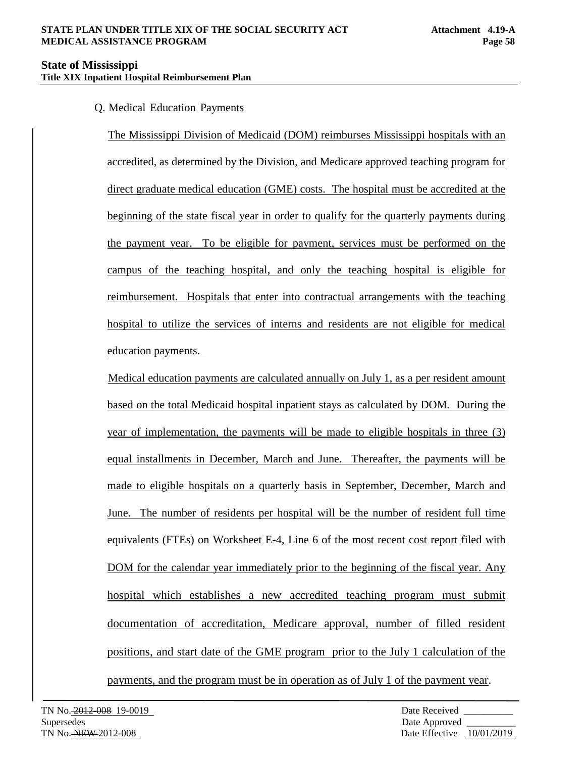Q. Medical Education Payments

The Mississippi Division of Medicaid (DOM) reimburses Mississippi hospitals with an accredited, as determined by the Division, and Medicare approved teaching program for direct graduate medical education (GME) costs. The hospital must be accredited at the beginning of the state fiscal year in order to qualify for the quarterly payments during the payment year. To be eligible for payment, services must be performed on the campus of the teaching hospital, and only the teaching hospital is eligible for reimbursement. Hospitals that enter into contractual arrangements with the teaching hospital to utilize the services of interns and residents are not eligible for medical education payments.

Medical education payments are calculated annually on July 1, as a per resident amount based on the total Medicaid hospital inpatient stays as calculated by DOM. During the year of implementation, the payments will be made to eligible hospitals in three (3) equal installments in December, March and June. Thereafter, the payments will be made to eligible hospitals on a quarterly basis in September, December, March and June. The number of residents per hospital will be the number of resident full time equivalents (FTEs) on Worksheet E-4, Line 6 of the most recent cost report filed with DOM for the calendar year immediately prior to the beginning of the fiscal year. Any hospital which establishes a new accredited teaching program must submit documentation of accreditation, Medicare approval, number of filled resident positions, and start date of the GME program prior to the July 1 calculation of the payments, and the program must be in operation as of July 1 of the payment year.

TN No. ~~2012-008~~ 19-0019 Date Received __________
Supersedes Date Approved __________
TN No. ~~NEW~~ 2012-008 Date Effective 10/01/2019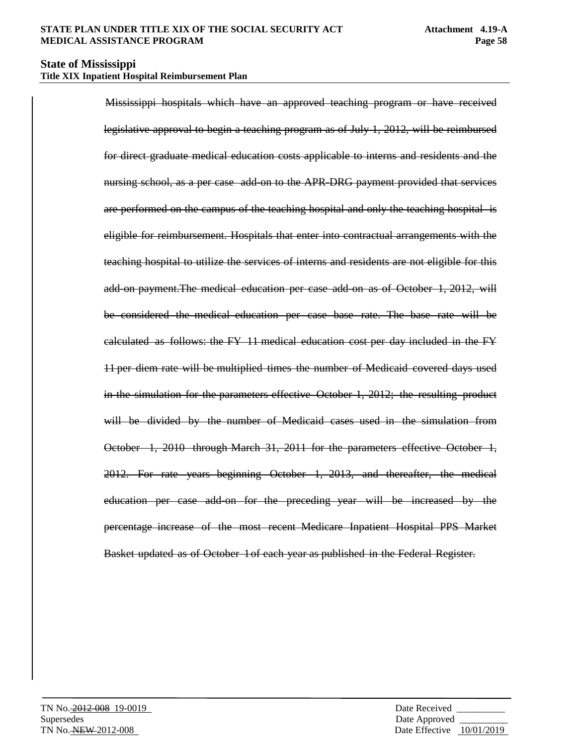~~Mississippi hospitals which have an approved teaching program or have received legislative approval to begin a teaching program as of July 1, 2012, will be reimbursed for direct graduate medical education costs applicable to interns and residents and the nursing school, as a per case add-on to the APR-DRG payment provided that services are performed on the campus of the teaching hospital and only the teaching hospital is eligible for reimbursement. Hospitals that enter into contractual arrangements with the teaching hospital to utilize the services of interns and residents are not eligible for this add-on payment.The medical education per case add-on as of October 1, 2012, will be considered the medical education per case base rate. The base rate will be calculated as follows: the FY 11 medical education cost per day included in the FY 11 per diem rate will be multiplied times the number of Medicaid covered days used in the simulation for the parameters effective October 1, 2012; the resulting product will be divided by the number of Medicaid cases used in the simulation from October 1, 2010 through March 31, 2011 for the parameters effective October 1, 2012. For rate years beginning October 1, 2013, and thereafter, the medical education per case add-on for the preceding year will be increased by the percentage increase of the most recent Medicare Inpatient Hospital PPS Market Basket updated as of October 1 of each year as published in the Federal Register.~~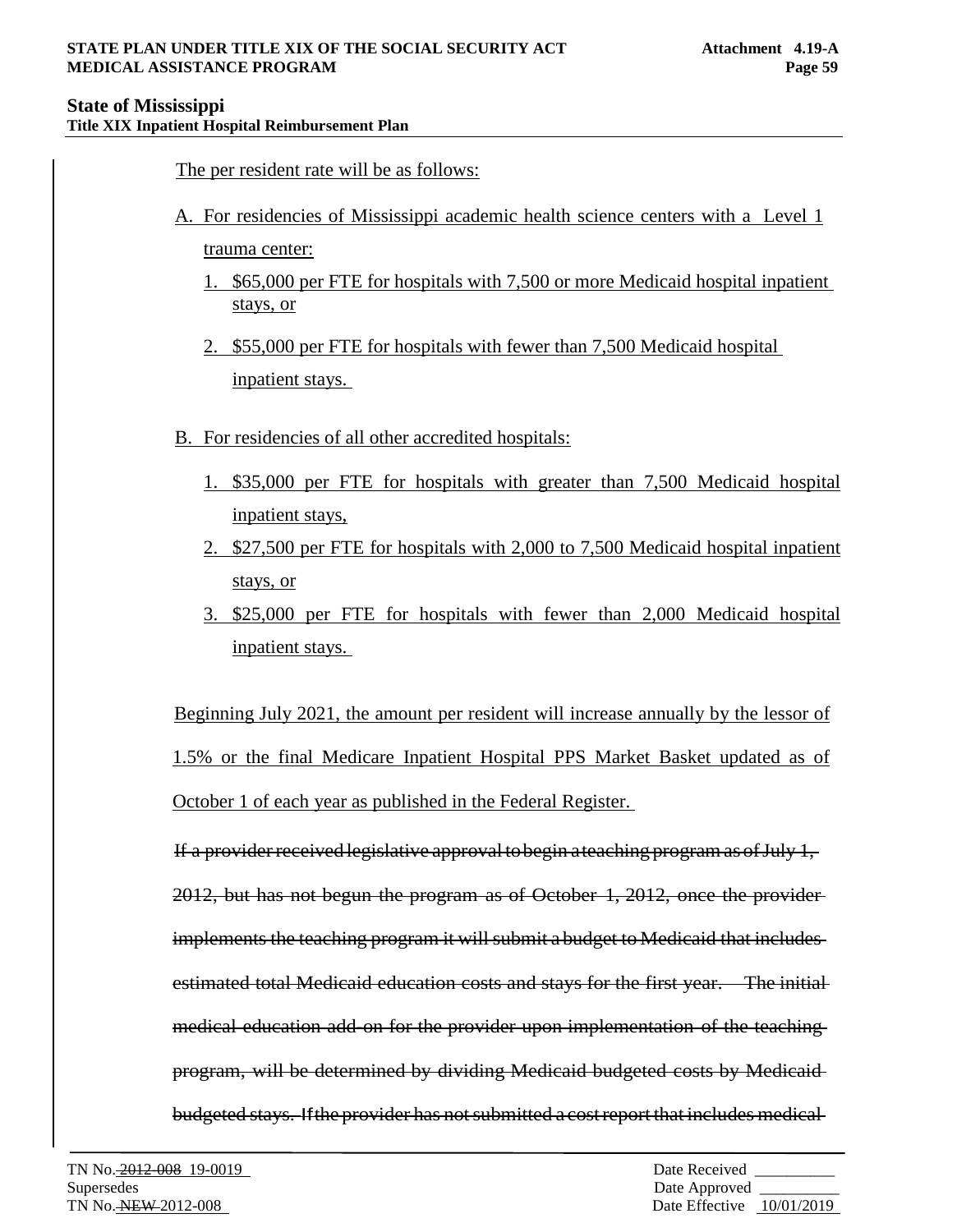The per resident rate will be as follows:

A. For residencies of Mississippi academic health science centers with a Level 1 trauma center:
   1. \$65,000 per FTE for hospitals with 7,500 or more Medicaid hospital inpatient stays, or
   2. \$55,000 per FTE for hospitals with fewer than 7,500 Medicaid hospital inpatient stays.

B. For residencies of all other accredited hospitals:
   1. \$35,000 per FTE for hospitals with greater than 7,500 Medicaid hospital inpatient stays,
   2. \$27,500 per FTE for hospitals with 2,000 to 7,500 Medicaid hospital inpatient stays, or
   3. \$25,000 per FTE for hospitals with fewer than 2,000 Medicaid hospital inpatient stays.

Beginning July 2021, the amount per resident will increase annually by the lessor of 1.5% or the final Medicare Inpatient Hospital PPS Market Basket updated as of October 1 of each year as published in the Federal Register.

~~If a provider received legislative approval to begin a teaching program as of July 1, 2012, but has not begun the program as of October 1, 2012, once the provider implements the teaching program it will submit a budget to Medicaid that includes estimated total Medicaid education costs and stays for the first year. The initial medical education add-on for the provider upon implementation of the teaching program, will be determined by dividing Medicaid budgeted costs by Medicaid budgeted stays. If the provider has not submitted a cost report that includes medical~~

TN No. ~~2012-008~~ 19-0019
Supersedes
TN No. ~~NEW~~ 2012-008

Date Received __________
Date Approved __________
Date Effective 10/01/2019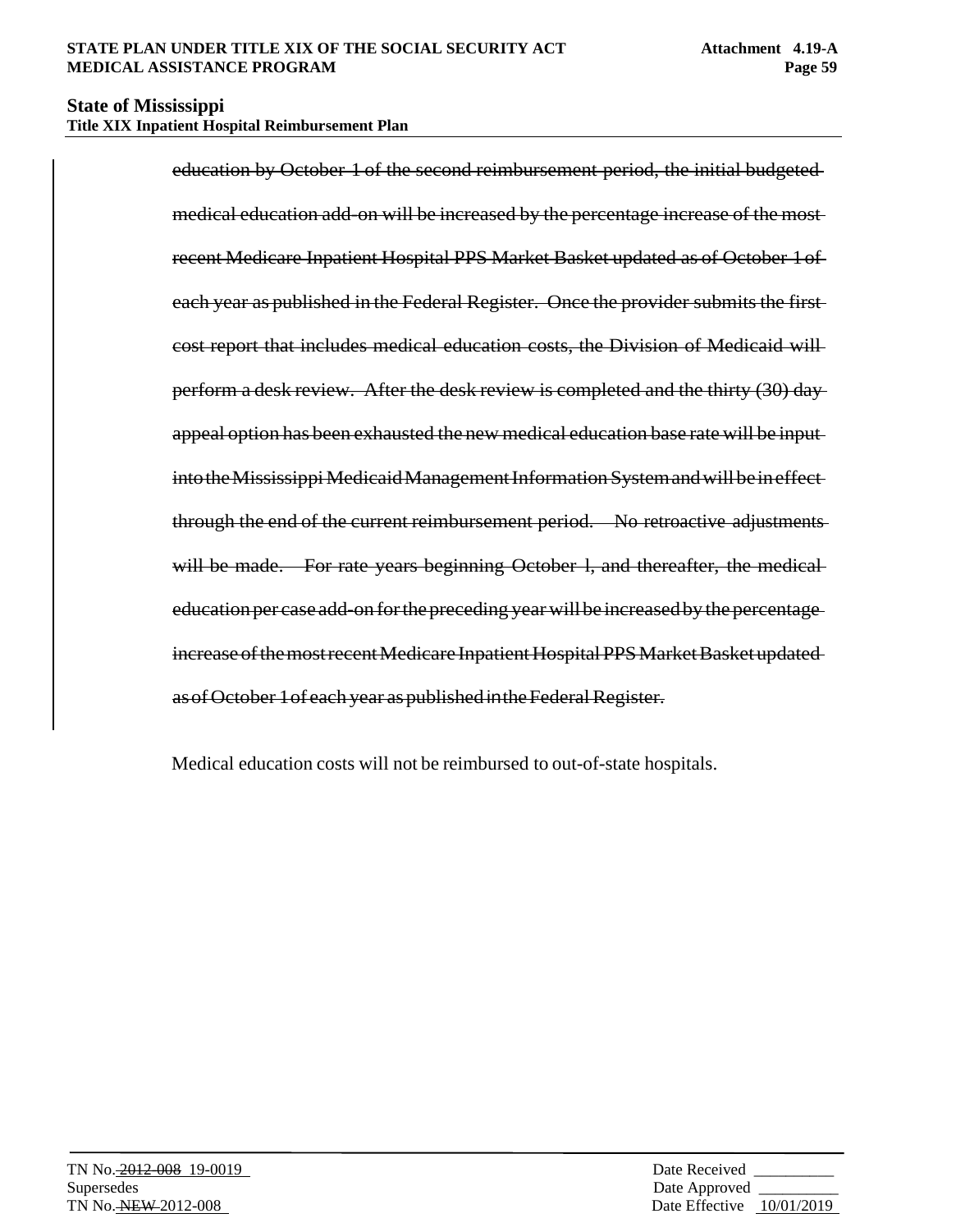~~education by October 1 of the second reimbursement period, the initial budgeted medical education add-on will be increased by the percentage increase of the most recent Medicare Inpatient Hospital PPS Market Basket updated as of October 1 of each year as published in the Federal Register. Once the provider submits the first cost report that includes medical education costs, the Division of Medicaid will perform a desk review. After the desk review is completed and the thirty (30) day appeal option has been exhausted the new medical education base rate will be input into the Mississippi Medicaid Management Information System and will be in effect through the end of the current reimbursement period. No retroactive adjustments will be made. For rate years beginning October l, and thereafter, the medical education per case add-on for the preceding year will be increased by the percentage increase of the most recent Medicare Inpatient Hospital PPS Market Basket updated as of October 1 of each year as published in the Federal Register.~~

Medical education costs will not be reimbursed to out-of-state hospitals.

TN No. ~~2012-008~~ 19-0019
Supersedes
TN No. ~~NEW~~ 2012-008

Date Received ___________
Date Approved ___________
Date Effective 10/01/2019